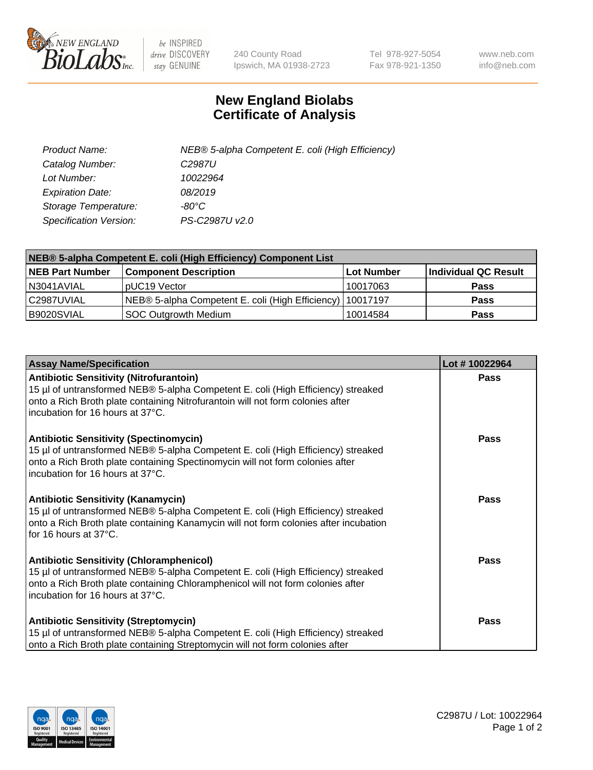# New England Biolabs Certificate of Analysis

| | |
|---|---|
| *Product Name:* | *NEB® 5-alpha Competent E. coli (High Efficiency)* |
| *Catalog Number:* | *C2987U* |
| *Lot Number:* | *10022964* |
| *Expiration Date:* | *08/2019* |
| *Storage Temperature:* | *-80°C* |
| *Specification Version:* | *PS-C2987U v2.0* |

| NEB® 5-alpha Competent E. coli (High Efficiency) Component List | | | |
|---|---|---|---|
| **NEB Part Number** | **Component Description** | **Lot Number** | **Individual QC Result** |
| N3041AVIAL | pUC19 Vector | 10017063 | **Pass** |
| C2987UVIAL | NEB® 5-alpha Competent E. coli (High Efficiency) | 10017197 | **Pass** |
| B9020SVIAL | SOC Outgrowth Medium | 10014584 | **Pass** |

| Assay Name/Specification | Lot # 10022964 |
|---|---|
| **Antibiotic Sensitivity (Nitrofurantoin)** 15 µl of untransformed NEB® 5-alpha Competent E. coli (High Efficiency) streaked onto a Rich Broth plate containing Nitrofurantoin will not form colonies after incubation for 16 hours at 37°C. | **Pass** |
| **Antibiotic Sensitivity (Spectinomycin)** 15 µl of untransformed NEB® 5-alpha Competent E. coli (High Efficiency) streaked onto a Rich Broth plate containing Spectinomycin will not form colonies after incubation for 16 hours at 37°C. | **Pass** |
| **Antibiotic Sensitivity (Kanamycin)** 15 µl of untransformed NEB® 5-alpha Competent E. coli (High Efficiency) streaked onto a Rich Broth plate containing Kanamycin will not form colonies after incubation for 16 hours at 37°C. | **Pass** |
| **Antibiotic Sensitivity (Chloramphenicol)** 15 µl of untransformed NEB® 5-alpha Competent E. coli (High Efficiency) streaked onto a Rich Broth plate containing Chloramphenicol will not form colonies after incubation for 16 hours at 37°C. | **Pass** |
| **Antibiotic Sensitivity (Streptomycin)** 15 µl of untransformed NEB® 5-alpha Competent E. coli (High Efficiency) streaked onto a Rich Broth plate containing Streptomycin will not form colonies after | **Pass** |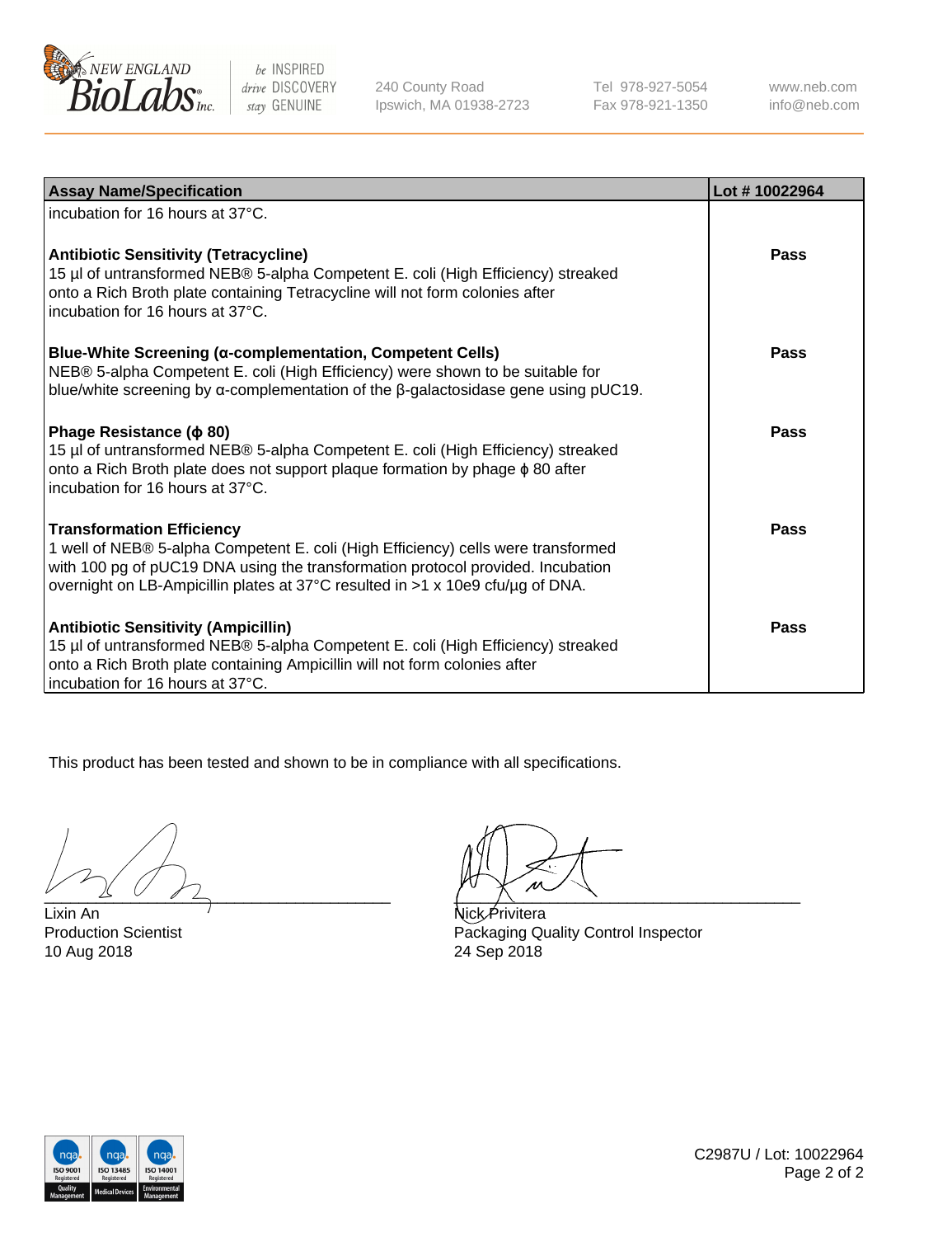| Assay Name/Specification | Lot # 10022964 |
|---|---|
| incubation for 16 hours at 37°C. | |
| **Antibiotic Sensitivity (Tetracycline)**<br>15 µl of untransformed NEB® 5-alpha Competent E. coli (High Efficiency) streaked onto a Rich Broth plate containing Tetracycline will not form colonies after incubation for 16 hours at 37°C. | **Pass** |
| **Blue-White Screening (α-complementation, Competent Cells)**<br>NEB® 5-alpha Competent E. coli (High Efficiency) were shown to be suitable for blue/white screening by α-complementation of the β-galactosidase gene using pUC19. | **Pass** |
| **Phage Resistance (ϕ 80)**<br>15 µl of untransformed NEB® 5-alpha Competent E. coli (High Efficiency) streaked onto a Rich Broth plate does not support plaque formation by phage ϕ 80 after incubation for 16 hours at 37°C. | **Pass** |
| **Transformation Efficiency**<br>1 well of NEB® 5-alpha Competent E. coli (High Efficiency) cells were transformed with 100 pg of pUC19 DNA using the transformation protocol provided. Incubation overnight on LB-Ampicillin plates at 37°C resulted in >1 x 10e9 cfu/µg of DNA. | **Pass** |
| **Antibiotic Sensitivity (Ampicillin)**<br>15 µl of untransformed NEB® 5-alpha Competent E. coli (High Efficiency) streaked onto a Rich Broth plate containing Ampicillin will not form colonies after incubation for 16 hours at 37°C. | **Pass** |

This product has been tested and shown to be in compliance with all specifications.

Lixin An
Production Scientist
10 Aug 2018

Nick Privitera
Packaging Quality Control Inspector
24 Sep 2018

C2987U / Lot: 10022964